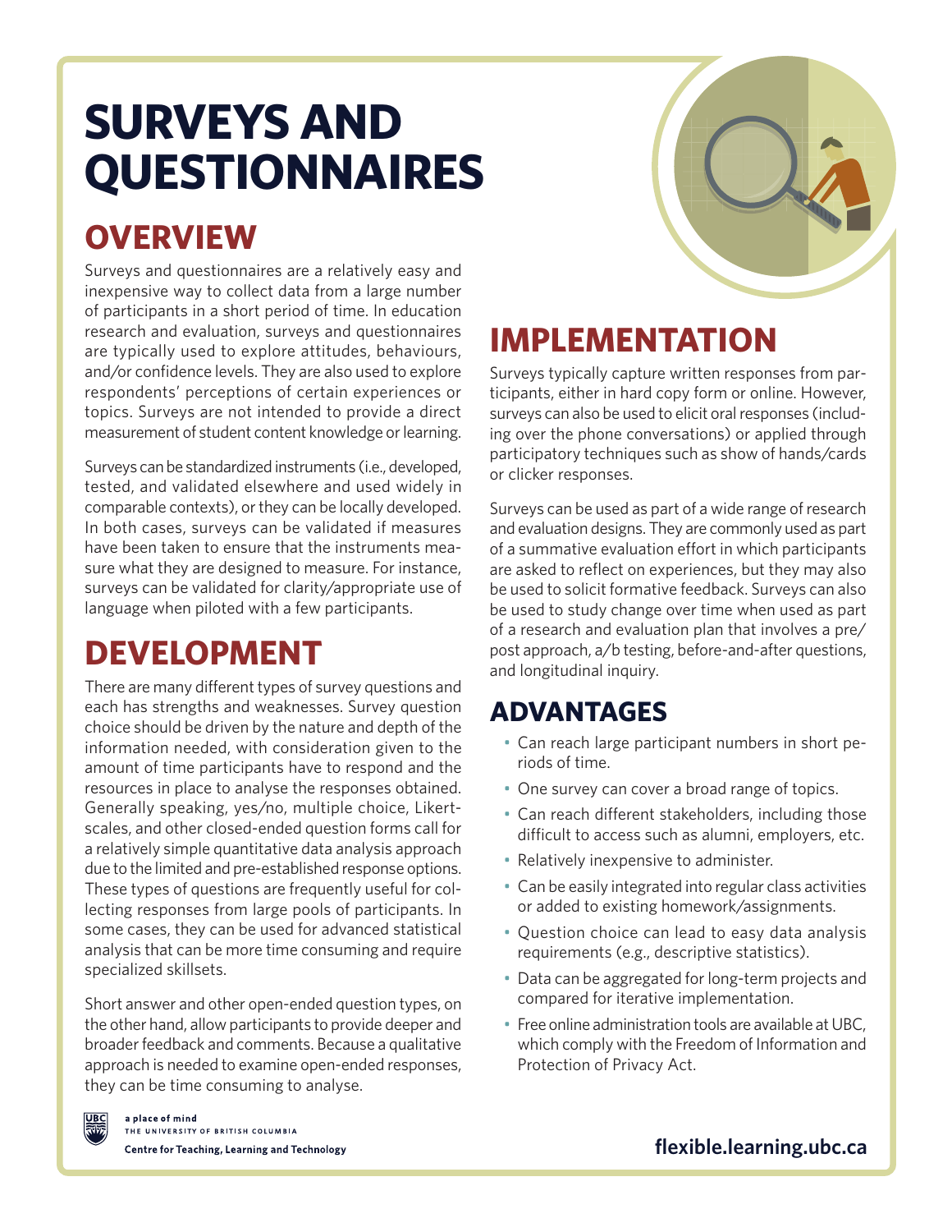# SURVEYS AND QUESTIONNAIRES

## OVERVIEW

Surveys and questionnaires are a relatively easy and inexpensive way to collect data from a large number of participants in a short period of time. In education research and evaluation, surveys and questionnaires are typically used to explore attitudes, behaviours, and/or confidence levels. They are also used to explore respondents' perceptions of certain experiences or topics. Surveys are not intended to provide a direct measurement of student content knowledge or learning.

Surveys can be standardized instruments (i.e., developed, tested, and validated elsewhere and used widely in comparable contexts), or they can be locally developed. In both cases, surveys can be validated if measures have been taken to ensure that the instruments measure what they are designed to measure. For instance, surveys can be validated for clarity/appropriate use of language when piloted with a few participants.

## DEVELOPMENT

There are many different types of survey questions and each has strengths and weaknesses. Survey question choice should be driven by the nature and depth of the information needed, with consideration given to the amount of time participants have to respond and the resources in place to analyse the responses obtained. Generally speaking, yes/no, multiple choice, Likert-scales, and other closed-ended question forms call for a relatively simple quantitative data analysis approach due to the limited and pre-established response options. These types of questions are frequently useful for collecting responses from large pools of participants. In some cases, they can be used for advanced statistical analysis that can be more time consuming and require specialized skillsets.

Short answer and other open-ended question types, on the other hand, allow participants to provide deeper and broader feedback and comments. Because a qualitative approach is needed to examine open-ended responses, they can be time consuming to analyse.

## IMPLEMENTATION

Surveys typically capture written responses from participants, either in hard copy form or online. However, surveys can also be used to elicit oral responses (including over the phone conversations) or applied through participatory techniques such as show of hands/cards or clicker responses.

Surveys can be used as part of a wide range of research and evaluation designs. They are commonly used as part of a summative evaluation effort in which participants are asked to reflect on experiences, but they may also be used to solicit formative feedback. Surveys can also be used to study change over time when used as part of a research and evaluation plan that involves a pre/post approach, a/b testing, before-and-after questions, and longitudinal inquiry.

### ADVANTAGES

- Can reach large participant numbers in short periods of time.
- One survey can cover a broad range of topics.
- Can reach different stakeholders, including those difficult to access such as alumni, employers, etc.
- Relatively inexpensive to administer.
- Can be easily integrated into regular class activities or added to existing homework/assignments.
- Question choice can lead to easy data analysis requirements (e.g., descriptive statistics).
- Data can be aggregated for long-term projects and compared for iterative implementation.
- Free online administration tools are available at UBC, which comply with the Freedom of Information and Protection of Privacy Act.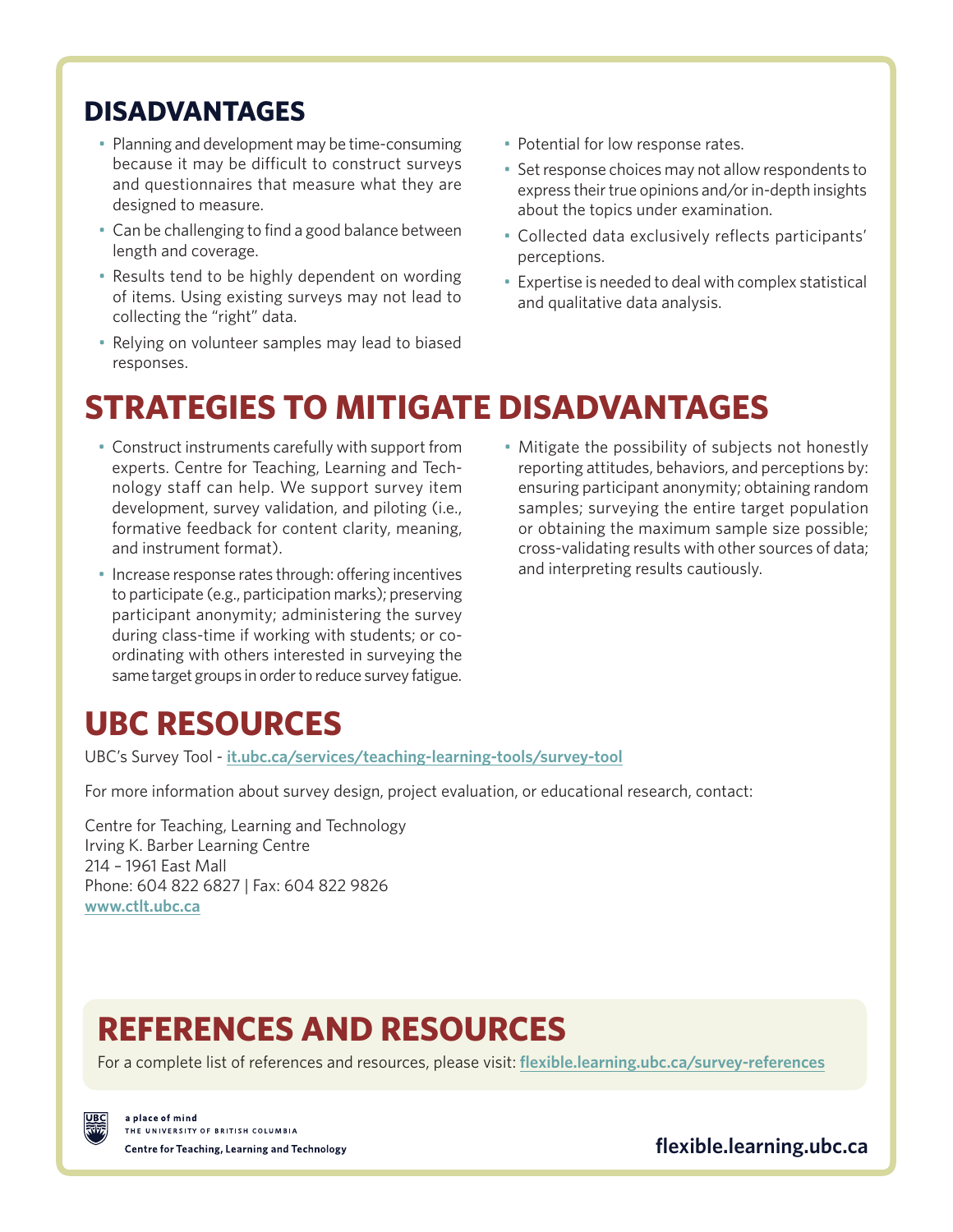## DISADVANTAGES

- Planning and development may be time-consuming because it may be difficult to construct surveys and questionnaires that measure what they are designed to measure.
- Can be challenging to find a good balance between length and coverage.
- Results tend to be highly dependent on wording of items. Using existing surveys may not lead to collecting the "right" data.
- Relying on volunteer samples may lead to biased responses.
- Potential for low response rates.
- Set response choices may not allow respondents to express their true opinions and/or in-depth insights about the topics under examination.
- Collected data exclusively reflects participants' perceptions.
- Expertise is needed to deal with complex statistical and qualitative data analysis.

## STRATEGIES TO MITIGATE DISADVANTAGES

- Construct instruments carefully with support from experts. Centre for Teaching, Learning and Technology staff can help. We support survey item development, survey validation, and piloting (i.e., formative feedback for content clarity, meaning, and instrument format).
- Increase response rates through: offering incentives to participate (e.g., participation marks); preserving participant anonymity; administering the survey during class-time if working with students; or coordinating with others interested in surveying the same target groups in order to reduce survey fatigue.
- Mitigate the possibility of subjects not honestly reporting attitudes, behaviors, and perceptions by: ensuring participant anonymity; obtaining random samples; surveying the entire target population or obtaining the maximum sample size possible; cross-validating results with other sources of data; and interpreting results cautiously.

## UBC RESOURCES

UBC's Survey Tool - **it.ubc.ca/services/teaching-learning-tools/survey-tool**

For more information about survey design, project evaluation, or educational research, contact:

Centre for Teaching, Learning and Technology
Irving K. Barber Learning Centre
214 – 1961 East Mall
Phone: 604 822 6827 | Fax: 604 822 9826
**www.ctlt.ubc.ca**

## REFERENCES AND RESOURCES

For a complete list of references and resources, please visit: **flexible.learning.ubc.ca/survey-references**

a place of mind
THE UNIVERSITY OF BRITISH COLUMBIA
Centre for Teaching, Learning and Technology

**flexible.learning.ubc.ca**